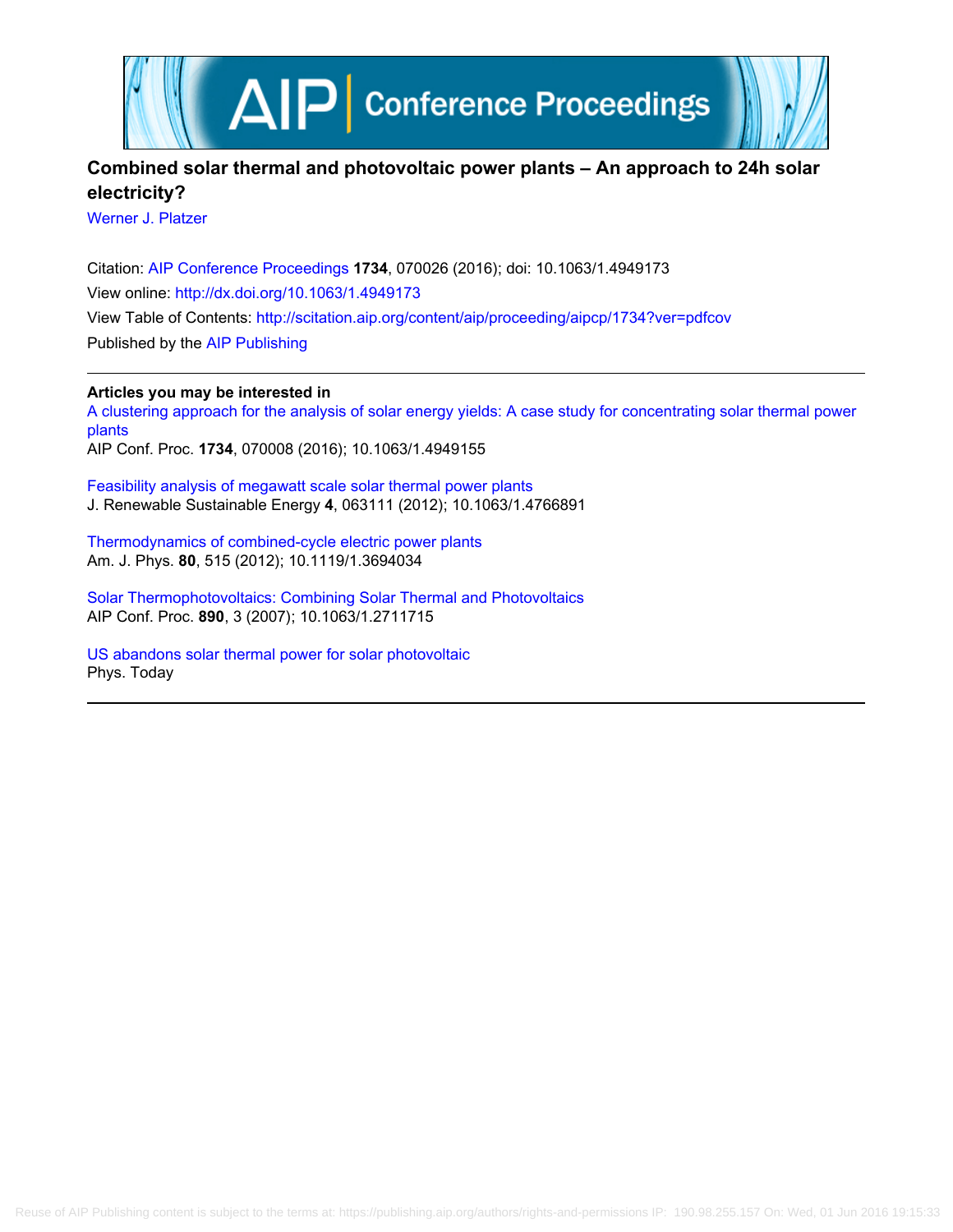# Combined solar thermal and photovoltaic power plants – An approach to 24h solar electricity?

Werner J. Platzer

Citation: AIP Conference Proceedings **1734**, 070026 (2016); doi: 10.1063/1.4949173

View online: http://dx.doi.org/10.1063/1.4949173

View Table of Contents: http://scitation.aip.org/content/aip/proceeding/aipcp/1734?ver=pdfcov

Published by the AIP Publishing

**Articles you may be interested in**

A clustering approach for the analysis of solar energy yields: A case study for concentrating solar thermal power plants
AIP Conf. Proc. **1734**, 070008 (2016); 10.1063/1.4949155

Feasibility analysis of megawatt scale solar thermal power plants
J. Renewable Sustainable Energy **4**, 063111 (2012); 10.1063/1.4766891

Thermodynamics of combined-cycle electric power plants
Am. J. Phys. **80**, 515 (2012); 10.1119/1.3694034

Solar Thermophotovoltaics: Combining Solar Thermal and Photovoltaics
AIP Conf. Proc. **890**, 3 (2007); 10.1063/1.2711715

US abandons solar thermal power for solar photovoltaic
Phys. Today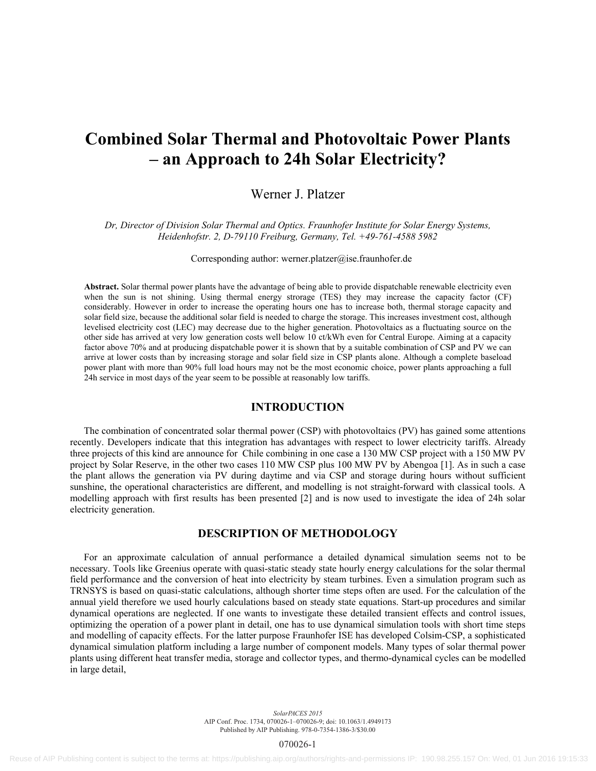# Combined Solar Thermal and Photovoltaic Power Plants – an Approach to 24h Solar Electricity?

Werner J. Platzer

*Dr, Director of Division Solar Thermal and Optics. Fraunhofer Institute for Solar Energy Systems, Heidenhofstr. 2, D-79110 Freiburg, Germany, Tel. +49-761-4588 5982*

Corresponding author: werner.platzer@ise.fraunhofer.de

**Abstract.** Solar thermal power plants have the advantage of being able to provide dispatchable renewable electricity even when the sun is not shining. Using thermal energy strorage (TES) they may increase the capacity factor (CF) considerably. However in order to increase the operating hours one has to increase both, thermal storage capacity and solar field size, because the additional solar field is needed to charge the storage. This increases investment cost, although levelised electricity cost (LEC) may decrease due to the higher generation. Photovoltaics as a fluctuating source on the other side has arrived at very low generation costs well below 10 ct/kWh even for Central Europe. Aiming at a capacity factor above 70% and at producing dispatchable power it is shown that by a suitable combination of CSP and PV we can arrive at lower costs than by increasing storage and solar field size in CSP plants alone. Although a complete baseload power plant with more than 90% full load hours may not be the most economic choice, power plants approaching a full 24h service in most days of the year seem to be possible at reasonably low tariffs.

## INTRODUCTION

The combination of concentrated solar thermal power (CSP) with photovoltaics (PV) has gained some attentions recently. Developers indicate that this integration has advantages with respect to lower electricity tariffs. Already three projects of this kind are announce for Chile combining in one case a 130 MW CSP project with a 150 MW PV project by Solar Reserve, in the other two cases 110 MW CSP plus 100 MW PV by Abengoa [1]. As in such a case the plant allows the generation via PV during daytime and via CSP and storage during hours without sufficient sunshine, the operational characteristics are different, and modelling is not straight-forward with classical tools. A modelling approach with first results has been presented [2] and is now used to investigate the idea of 24h solar electricity generation.

## DESCRIPTION OF METHODOLOGY

For an approximate calculation of annual performance a detailed dynamical simulation seems not to be necessary. Tools like Greenius operate with quasi-static steady state hourly energy calculations for the solar thermal field performance and the conversion of heat into electricity by steam turbines. Even a simulation program such as TRNSYS is based on quasi-static calculations, although shorter time steps often are used. For the calculation of the annual yield therefore we used hourly calculations based on steady state equations. Start-up procedures and similar dynamical operations are neglected. If one wants to investigate these detailed transient effects and control issues, optimizing the operation of a power plant in detail, one has to use dynamical simulation tools with short time steps and modelling of capacity effects. For the latter purpose Fraunhofer ISE has developed Colsim-CSP, a sophisticated dynamical simulation platform including a large number of component models. Many types of solar thermal power plants using different heat transfer media, storage and collector types, and thermo-dynamical cycles can be modelled in large detail,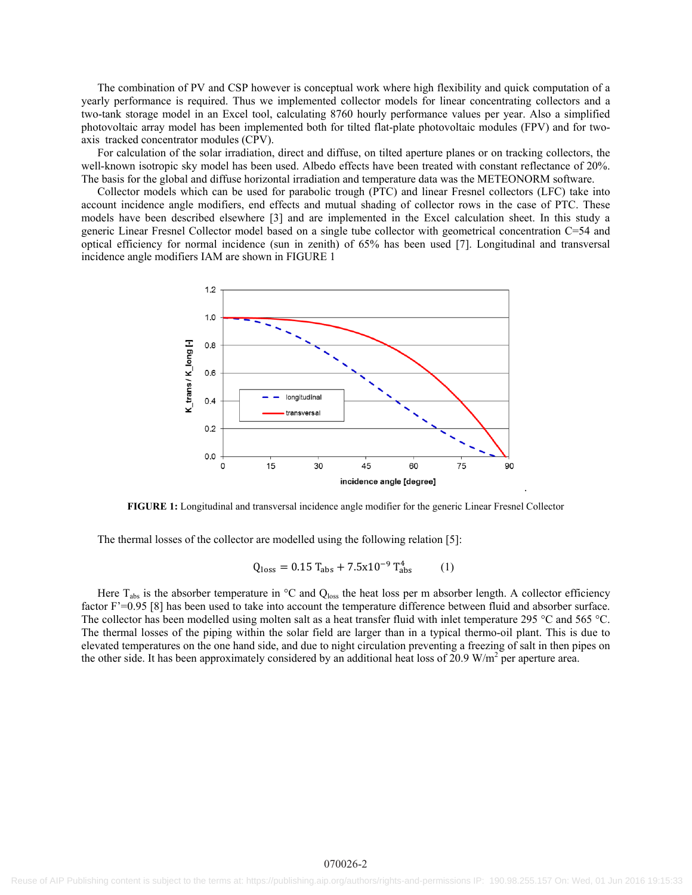The combination of PV and CSP however is conceptual work where high flexibility and quick computation of a yearly performance is required. Thus we implemented collector models for linear concentrating collectors and a two-tank storage model in an Excel tool, calculating 8760 hourly performance values per year. Also a simplified photovoltaic array model has been implemented both for tilted flat-plate photovoltaic modules (FPV) and for two-axis tracked concentrator modules (CPV).

For calculation of the solar irradiation, direct and diffuse, on tilted aperture planes or on tracking collectors, the well-known isotropic sky model has been used. Albedo effects have been treated with constant reflectance of 20%. The basis for the global and diffuse horizontal irradiation and temperature data was the METEONORM software.

Collector models which can be used for parabolic trough (PTC) and linear Fresnel collectors (LFC) take into account incidence angle modifiers, end effects and mutual shading of collector rows in the case of PTC. These models have been described elsewhere [3] and are implemented in the Excel calculation sheet. In this study a generic Linear Fresnel Collector model based on a single tube collector with geometrical concentration C=54 and optical efficiency for normal incidence (sun in zenith) of 65% has been used [7]. Longitudinal and transversal incidence angle modifiers IAM are shown in FIGURE 1

**FIGURE 1:** Longitudinal and transversal incidence angle modifier for the generic Linear Fresnel Collector

The thermal losses of the collector are modelled using the following relation [5]:

$$Q_{loss} = 0.15\, T_{abs} + 7.5\text{x}10^{-9}\, T_{abs}^{4} \qquad (1)$$

Here $T_{abs}$ is the absorber temperature in °C and $Q_{loss}$ the heat loss per m absorber length. A collector efficiency factor F'=0.95 [8] has been used to take into account the temperature difference between fluid and absorber surface. The collector has been modelled using molten salt as a heat transfer fluid with inlet temperature 295 °C and 565 °C. The thermal losses of the piping within the solar field are larger than in a typical thermo-oil plant. This is due to elevated temperatures on the one hand side, and due to night circulation preventing a freezing of salt in then pipes on the other side. It has been approximately considered by an additional heat loss of 20.9 W/m$^2$ per aperture area.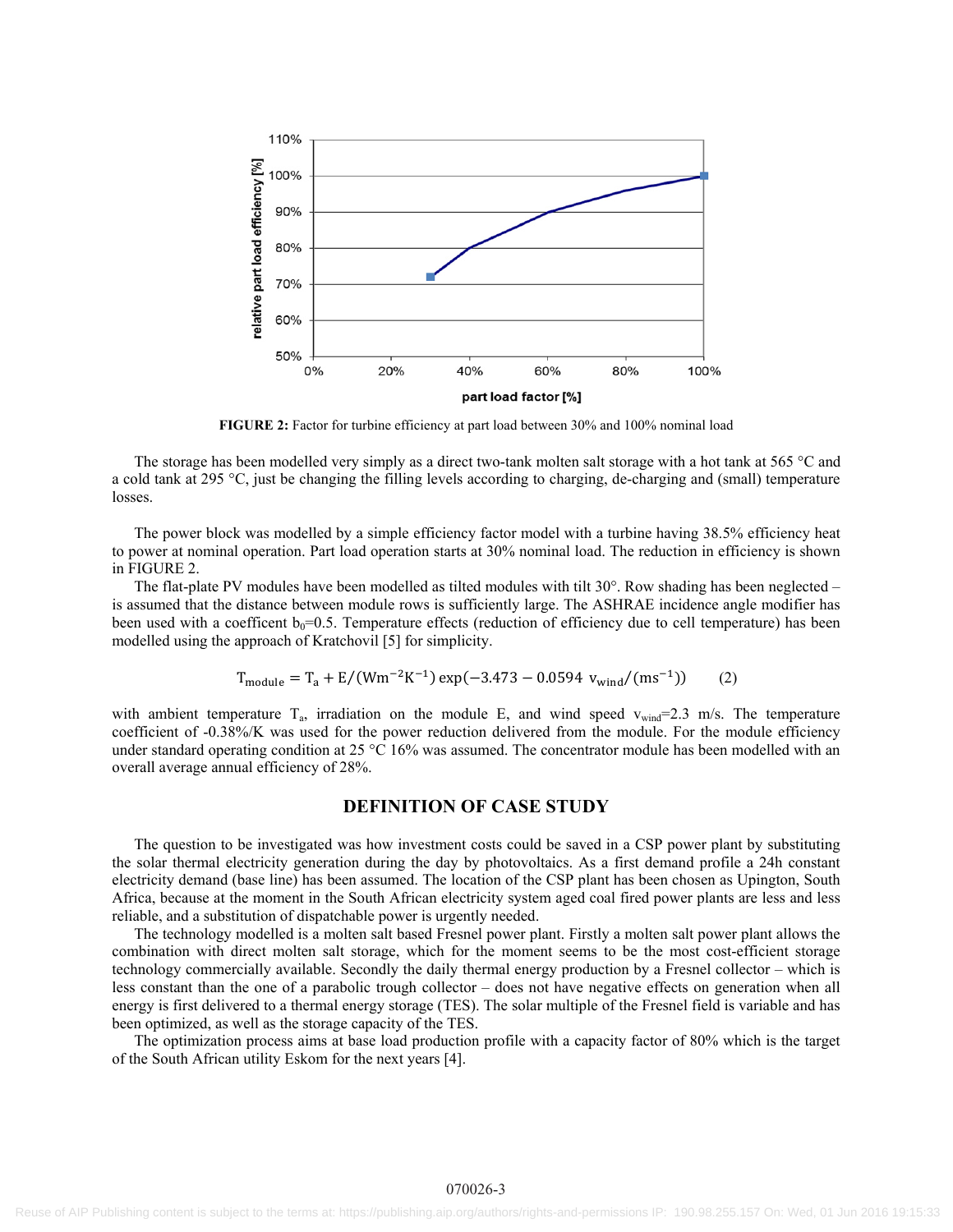FIGURE 2: Factor for turbine efficiency at part load between 30% and 100% nominal load

The storage has been modelled very simply as a direct two-tank molten salt storage with a hot tank at 565 °C and a cold tank at 295 °C, just be changing the filling levels according to charging, de-charging and (small) temperature losses.

The power block was modelled by a simple efficiency factor model with a turbine having 38.5% efficiency heat to power at nominal operation. Part load operation starts at 30% nominal load. The reduction in efficiency is shown in FIGURE 2.

The flat-plate PV modules have been modelled as tilted modules with tilt 30°. Row shading has been neglected – is assumed that the distance between module rows is sufficiently large. The ASHRAE incidence angle modifier has been used with a coefficent $b_0$=0.5. Temperature effects (reduction of efficiency due to cell temperature) has been modelled using the approach of Kratchovil [5] for simplicity.

$$T_{\text{module}} = T_a + E/(\text{Wm}^{-2}\text{K}^{-1}) \exp(-3.473 - 0.0594\ v_{\text{wind}}/(\text{ms}^{-1})) \qquad (2)$$

with ambient temperature $T_a$, irradiation on the module E, and wind speed $v_{wind}$=2.3 m/s. The temperature coefficient of -0.38%/K was used for the power reduction delivered from the module. For the module efficiency under standard operating condition at 25 °C 16% was assumed. The concentrator module has been modelled with an overall average annual efficiency of 28%.

## DEFINITION OF CASE STUDY

The question to be investigated was how investment costs could be saved in a CSP power plant by substituting the solar thermal electricity generation during the day by photovoltaics. As a first demand profile a 24h constant electricity demand (base line) has been assumed. The location of the CSP plant has been chosen as Upington, South Africa, because at the moment in the South African electricity system aged coal fired power plants are less and less reliable, and a substitution of dispatchable power is urgently needed.

The technology modelled is a molten salt based Fresnel power plant. Firstly a molten salt power plant allows the combination with direct molten salt storage, which for the moment seems to be the most cost-efficient storage technology commercially available. Secondly the daily thermal energy production by a Fresnel collector – which is less constant than the one of a parabolic trough collector – does not have negative effects on generation when all energy is first delivered to a thermal energy storage (TES). The solar multiple of the Fresnel field is variable and has been optimized, as well as the storage capacity of the TES.

The optimization process aims at base load production profile with a capacity factor of 80% which is the target of the South African utility Eskom for the next years [4].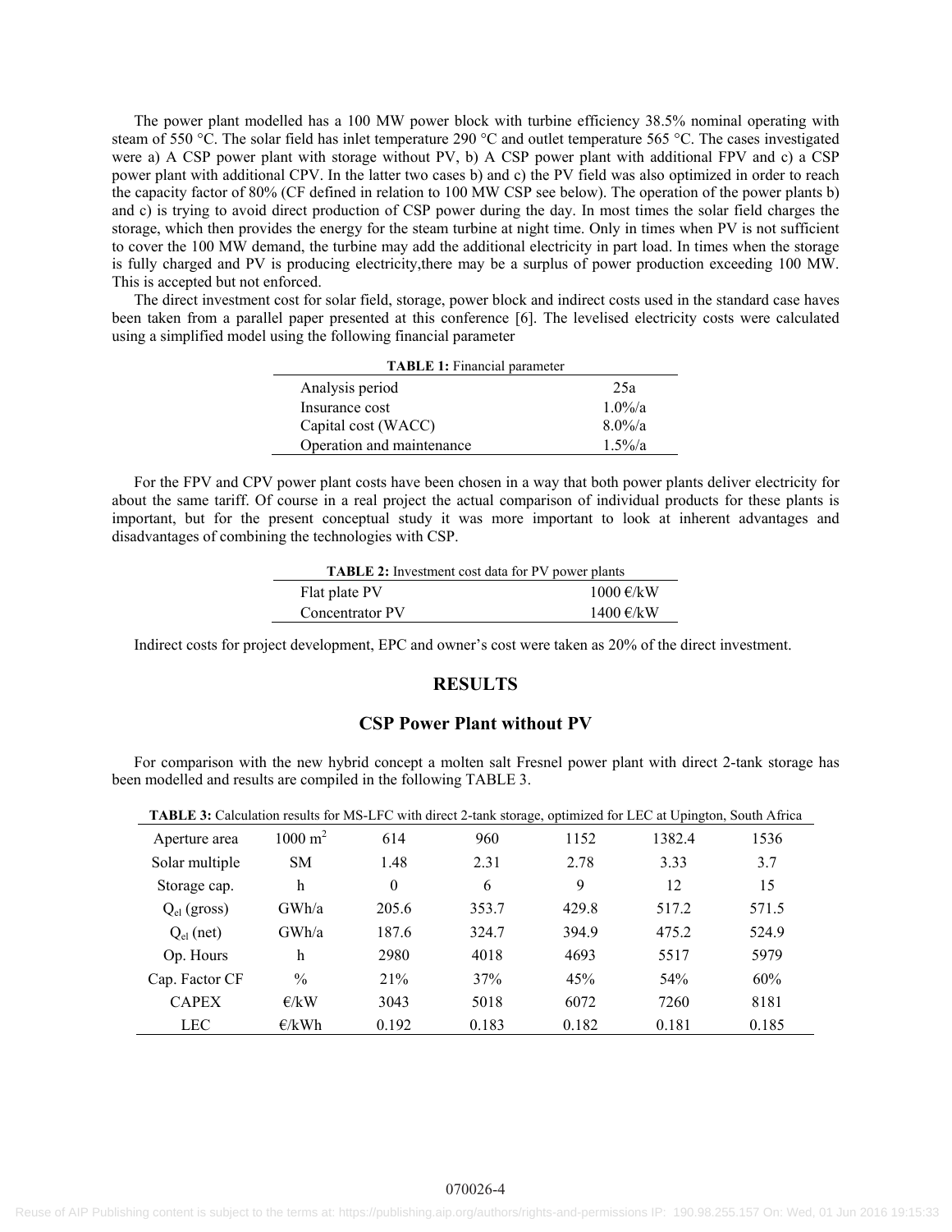The power plant modelled has a 100 MW power block with turbine efficiency 38.5% nominal operating with steam of 550 °C. The solar field has inlet temperature 290 °C and outlet temperature 565 °C. The cases investigated were a) A CSP power plant with storage without PV, b) A CSP power plant with additional FPV and c) a CSP power plant with additional CPV. In the latter two cases b) and c) the PV field was also optimized in order to reach the capacity factor of 80% (CF defined in relation to 100 MW CSP see below). The operation of the power plants b) and c) is trying to avoid direct production of CSP power during the day. In most times the solar field charges the storage, which then provides the energy for the steam turbine at night time. Only in times when PV is not sufficient to cover the 100 MW demand, the turbine may add the additional electricity in part load. In times when the storage is fully charged and PV is producing electricity,there may be a surplus of power production exceeding 100 MW. This is accepted but not enforced.

The direct investment cost for solar field, storage, power block and indirect costs used in the standard case haves been taken from a parallel paper presented at this conference [6]. The levelised electricity costs were calculated using a simplified model using the following financial parameter

**TABLE 1:** Financial parameter

| | |
|---|---|
| Analysis period | 25a |
| Insurance cost | 1.0%/a |
| Capital cost (WACC) | 8.0%/a |
| Operation and maintenance | 1.5%/a |

For the FPV and CPV power plant costs have been chosen in a way that both power plants deliver electricity for about the same tariff. Of course in a real project the actual comparison of individual products for these plants is important, but for the present conceptual study it was more important to look at inherent advantages and disadvantages of combining the technologies with CSP.

**TABLE 2:** Investment cost data for PV power plants

| | |
|---|---|
| Flat plate PV | 1000 €/kW |
| Concentrator PV | 1400 €/kW |

Indirect costs for project development, EPC and owner's cost were taken as 20% of the direct investment.

## RESULTS

### CSP Power Plant without PV

For comparison with the new hybrid concept a molten salt Fresnel power plant with direct 2-tank storage has been modelled and results are compiled in the following TABLE 3.

**TABLE 3:** Calculation results for MS-LFC with direct 2-tank storage, optimized for LEC at Upington, South Africa

| | | | | | | |
|---|---|---|---|---|---|---|
| Aperture area | 1000 m$^2$ | 614 | 960 | 1152 | 1382.4 | 1536 |
| Solar multiple | SM | 1.48 | 2.31 | 2.78 | 3.33 | 3.7 |
| Storage cap. | h | 0 | 6 | 9 | 12 | 15 |
| $Q_{el}$ (gross) | GWh/a | 205.6 | 353.7 | 429.8 | 517.2 | 571.5 |
| $Q_{el}$ (net) | GWh/a | 187.6 | 324.7 | 394.9 | 475.2 | 524.9 |
| Op. Hours | h | 2980 | 4018 | 4693 | 5517 | 5979 |
| Cap. Factor CF | % | 21% | 37% | 45% | 54% | 60% |
| CAPEX | €/kW | 3043 | 5018 | 6072 | 7260 | 8181 |
| LEC | €/kWh | 0.192 | 0.183 | 0.182 | 0.181 | 0.185 |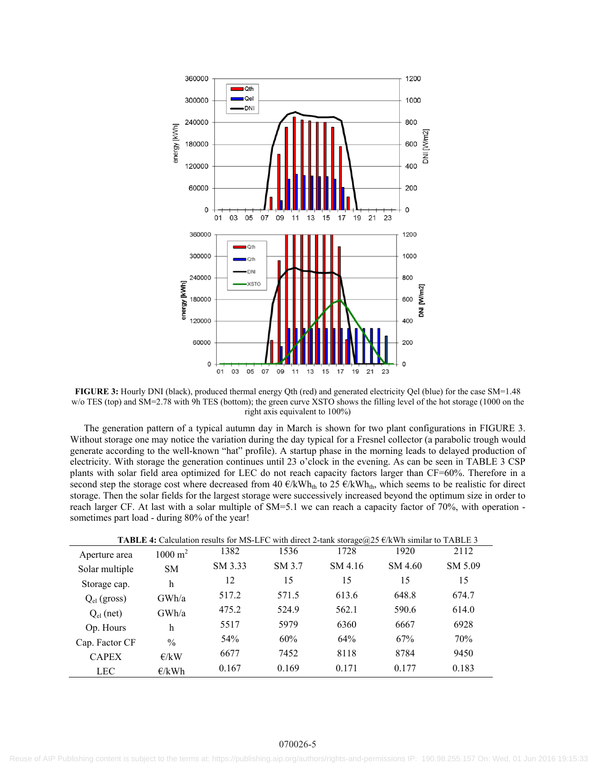**FIGURE 3:** Hourly DNI (black), produced thermal energy Qth (red) and generated electricity Qel (blue) for the case SM=1.48 w/o TES (top) and SM=2.78 with 9h TES (bottom); the green curve XSTO shows the filling level of the hot storage (1000 on the right axis equivalent to 100%)

The generation pattern of a typical autumn day in March is shown for two plant configurations in FIGURE 3. Without storage one may notice the variation during the day typical for a Fresnel collector (a parabolic trough would generate according to the well-known "hat" profile). A startup phase in the morning leads to delayed production of electricity. With storage the generation continues until 23 o'clock in the evening. As can be seen in TABLE 3 CSP plants with solar field area optimized for LEC do not reach capacity factors larger than CF=60%. Therefore in a second step the storage cost where decreased from 40 €/$kWh_{th}$ to 25 €/$kWh_{th}$, which seems to be realistic for direct storage. Then the solar fields for the largest storage were successively increased beyond the optimum size in order to reach larger CF. At last with a solar multiple of SM=5.1 we can reach a capacity factor of 70%, with operation - sometimes part load - during 80% of the year!

**TABLE 4:** Calculation results for MS-LFC with direct 2-tank storage@25 €/kWh similar to TABLE 3

| Aperture area | 1000 $m^2$ | 1382 | 1536 | 1728 | 1920 | 2112 |
|---|---|---|---|---|---|---|
| Solar multiple | SM | SM 3.33 | SM 3.7 | SM 4.16 | SM 4.60 | SM 5.09 |
| Storage cap. | h | 12 | 15 | 15 | 15 | 15 |
| $Q_{el}$ (gross) | GWh/a | 517.2 | 571.5 | 613.6 | 648.8 | 674.7 |
| $Q_{el}$ (net) | GWh/a | 475.2 | 524.9 | 562.1 | 590.6 | 614.0 |
| Op. Hours | h | 5517 | 5979 | 6360 | 6667 | 6928 |
| Cap. Factor CF | % | 54% | 60% | 64% | 67% | 70% |
| CAPEX | €/kW | 6677 | 7452 | 8118 | 8784 | 9450 |
| LEC | €/kWh | 0.167 | 0.169 | 0.171 | 0.177 | 0.183 |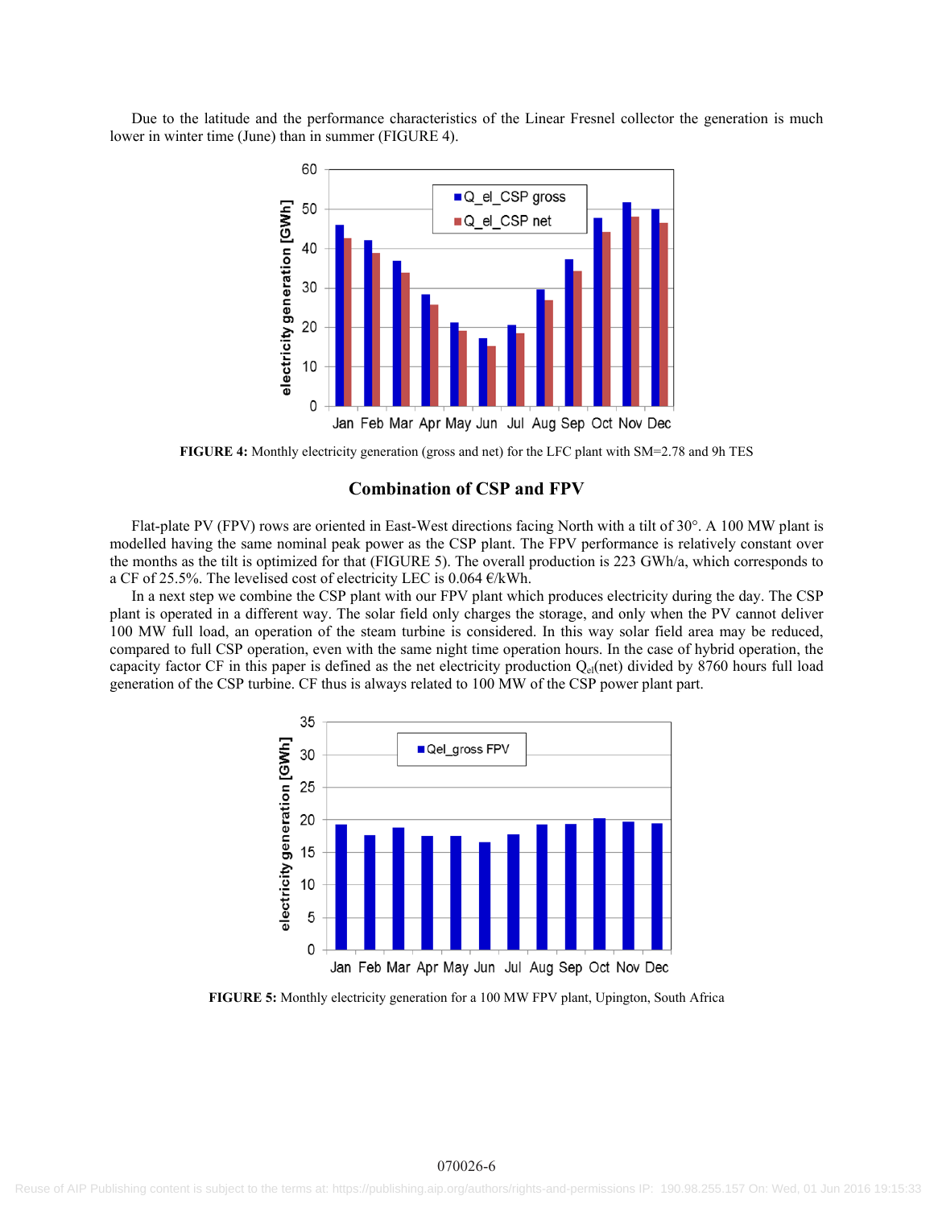Due to the latitude and the performance characteristics of the Linear Fresnel collector the generation is much lower in winter time (June) than in summer (FIGURE 4).

**FIGURE 4:** Monthly electricity generation (gross and net) for the LFC plant with SM=2.78 and 9h TES

## Combination of CSP and FPV

Flat-plate PV (FPV) rows are oriented in East-West directions facing North with a tilt of 30°. A 100 MW plant is modelled having the same nominal peak power as the CSP plant. The FPV performance is relatively constant over the months as the tilt is optimized for that (FIGURE 5). The overall production is 223 GWh/a, which corresponds to a CF of 25.5%. The levelised cost of electricity LEC is 0.064 €/kWh.

In a next step we combine the CSP plant with our FPV plant which produces electricity during the day. The CSP plant is operated in a different way. The solar field only charges the storage, and only when the PV cannot deliver 100 MW full load, an operation of the steam turbine is considered. In this way solar field area may be reduced, compared to full CSP operation, even with the same night time operation hours. In the case of hybrid operation, the capacity factor CF in this paper is defined as the net electricity production $Q_{el}$(net) divided by 8760 hours full load generation of the CSP turbine. CF thus is always related to 100 MW of the CSP power plant part.

**FIGURE 5:** Monthly electricity generation for a 100 MW FPV plant, Upington, South Africa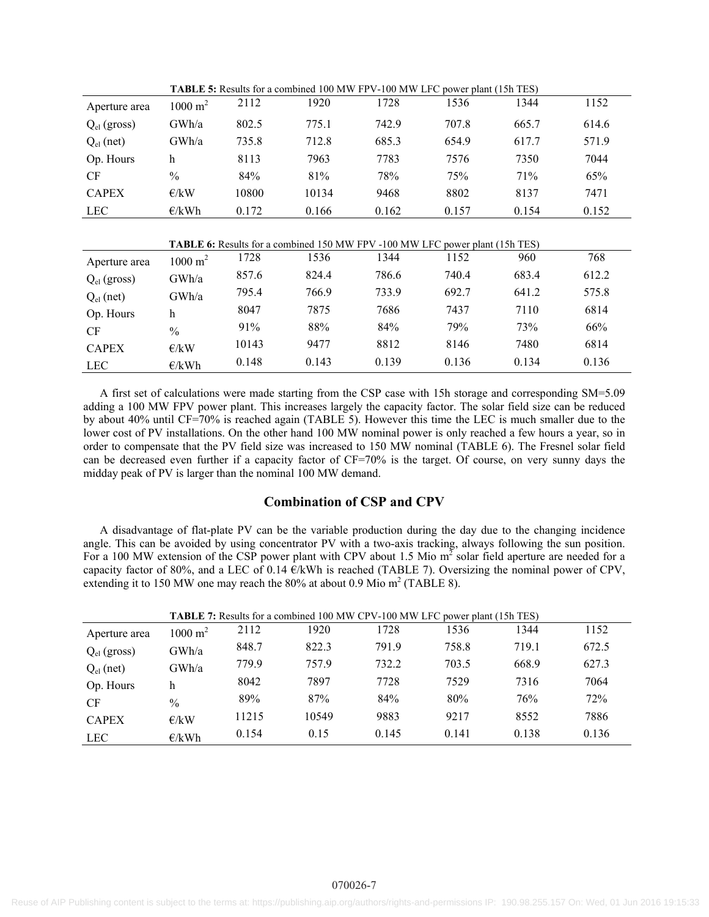**TABLE 5:** Results for a combined 100 MW FPV-100 MW LFC power plant (15h TES)

| Aperture area | $1000\ m^2$ | 2112 | 1920 | 1728 | 1536 | 1344 | 1152 |
|---|---|---|---|---|---|---|---|
| $Q_{el}$ (gross) | GWh/a | 802.5 | 775.1 | 742.9 | 707.8 | 665.7 | 614.6 |
| $Q_{el}$ (net) | GWh/a | 735.8 | 712.8 | 685.3 | 654.9 | 617.7 | 571.9 |
| Op. Hours | h | 8113 | 7963 | 7783 | 7576 | 7350 | 7044 |
| CF | % | 84% | 81% | 78% | 75% | 71% | 65% |
| CAPEX | €/kW | 10800 | 10134 | 9468 | 8802 | 8137 | 7471 |
| LEC | €/kWh | 0.172 | 0.166 | 0.162 | 0.157 | 0.154 | 0.152 |

**TABLE 6:** Results for a combined 150 MW FPV -100 MW LFC power plant (15h TES)

| Aperture area | $1000\ m^2$ | 1728 | 1536 | 1344 | 1152 | 960 | 768 |
|---|---|---|---|---|---|---|---|
| $Q_{el}$ (gross) | GWh/a | 857.6 | 824.4 | 786.6 | 740.4 | 683.4 | 612.2 |
| $Q_{el}$ (net) | GWh/a | 795.4 | 766.9 | 733.9 | 692.7 | 641.2 | 575.8 |
| Op. Hours | h | 8047 | 7875 | 7686 | 7437 | 7110 | 6814 |
| CF | % | 91% | 88% | 84% | 79% | 73% | 66% |
| CAPEX | €/kW | 10143 | 9477 | 8812 | 8146 | 7480 | 6814 |
| LEC | €/kWh | 0.148 | 0.143 | 0.139 | 0.136 | 0.134 | 0.136 |

A first set of calculations were made starting from the CSP case with 15h storage and corresponding SM=5.09 adding a 100 MW FPV power plant. This increases largely the capacity factor. The solar field size can be reduced by about 40% until CF=70% is reached again (TABLE 5). However this time the LEC is much smaller due to the lower cost of PV installations. On the other hand 100 MW nominal power is only reached a few hours a year, so in order to compensate that the PV field size was increased to 150 MW nominal (TABLE 6). The Fresnel solar field can be decreased even further if a capacity factor of CF=70% is the target. Of course, on very sunny days the midday peak of PV is larger than the nominal 100 MW demand.

## Combination of CSP and CPV

A disadvantage of flat-plate PV can be the variable production during the day due to the changing incidence angle. This can be avoided by using concentrator PV with a two-axis tracking, always following the sun position. For a 100 MW extension of the CSP power plant with CPV about 1.5 Mio $m^2$ solar field aperture are needed for a capacity factor of 80%, and a LEC of 0.14 €/kWh is reached (TABLE 7). Oversizing the nominal power of CPV, extending it to 150 MW one may reach the 80% at about 0.9 Mio $m^2$ (TABLE 8).

**TABLE 7:** Results for a combined 100 MW CPV-100 MW LFC power plant (15h TES)

| Aperture area | $1000\ m^2$ | 2112 | 1920 | 1728 | 1536 | 1344 | 1152 |
|---|---|---|---|---|---|---|---|
| $Q_{el}$ (gross) | GWh/a | 848.7 | 822.3 | 791.9 | 758.8 | 719.1 | 672.5 |
| $Q_{el}$ (net) | GWh/a | 779.9 | 757.9 | 732.2 | 703.5 | 668.9 | 627.3 |
| Op. Hours | h | 8042 | 7897 | 7728 | 7529 | 7316 | 7064 |
| CF | % | 89% | 87% | 84% | 80% | 76% | 72% |
| CAPEX | €/kW | 11215 | 10549 | 9883 | 9217 | 8552 | 7886 |
| LEC | €/kWh | 0.154 | 0.15 | 0.145 | 0.141 | 0.138 | 0.136 |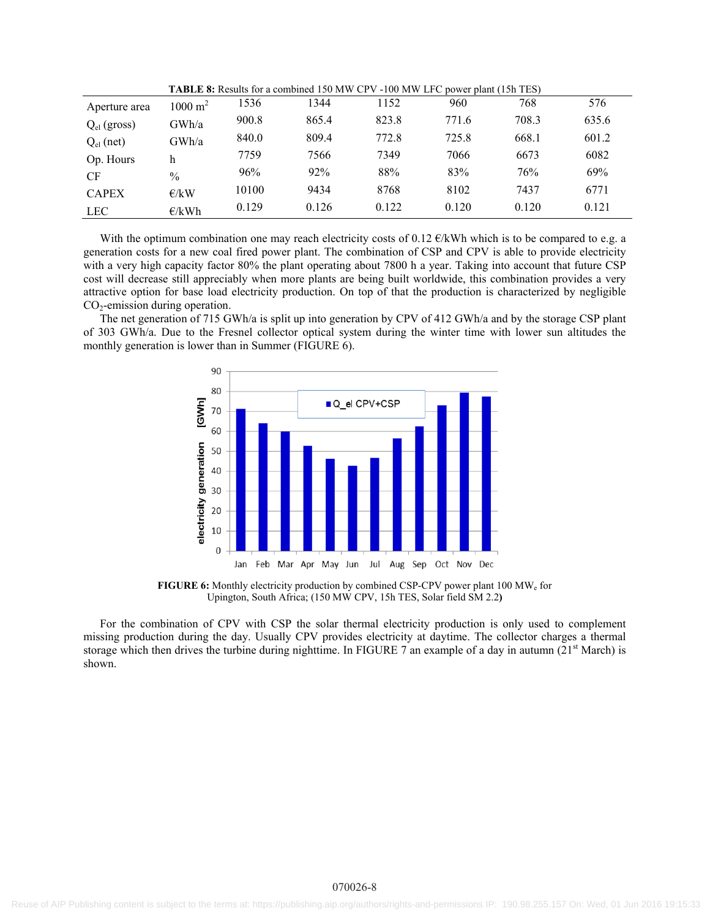**TABLE 8:** Results for a combined 150 MW CPV -100 MW LFC power plant (15h TES)

| Aperture area | 1000 m$^2$ | 1536 | 1344 | 1152 | 960 | 768 | 576 |
|---|---|---|---|---|---|---|---|
| $Q_{el}$ (gross) | GWh/a | 900.8 | 865.4 | 823.8 | 771.6 | 708.3 | 635.6 |
| $Q_{el}$ (net) | GWh/a | 840.0 | 809.4 | 772.8 | 725.8 | 668.1 | 601.2 |
| Op. Hours | h | 7759 | 7566 | 7349 | 7066 | 6673 | 6082 |
| CF | % | 96% | 92% | 88% | 83% | 76% | 69% |
| CAPEX | €/kW | 10100 | 9434 | 8768 | 8102 | 7437 | 6771 |
| LEC | €/kWh | 0.129 | 0.126 | 0.122 | 0.120 | 0.120 | 0.121 |

With the optimum combination one may reach electricity costs of 0.12 €/kWh which is to be compared to e.g. a generation costs for a new coal fired power plant. The combination of CSP and CPV is able to provide electricity with a very high capacity factor 80% the plant operating about 7800 h a year. Taking into account that future CSP cost will decrease still appreciably when more plants are being built worldwide, this combination provides a very attractive option for base load electricity production. On top of that the production is characterized by negligible $CO_2$-emission during operation.

The net generation of 715 GWh/a is split up into generation by CPV of 412 GWh/a and by the storage CSP plant of 303 GWh/a. Due to the Fresnel collector optical system during the winter time with lower sun altitudes the monthly generation is lower than in Summer (FIGURE 6).

**FIGURE 6:** Monthly electricity production by combined CSP-CPV power plant 100 MW$_e$ for Upington, South Africa; (150 MW CPV, 15h TES, Solar field SM 2.2**)**

For the combination of CPV with CSP the solar thermal electricity production is only used to complement missing production during the day. Usually CPV provides electricity at daytime. The collector charges a thermal storage which then drives the turbine during nighttime. In FIGURE 7 an example of a day in autumn (21$^{st}$ March) is shown.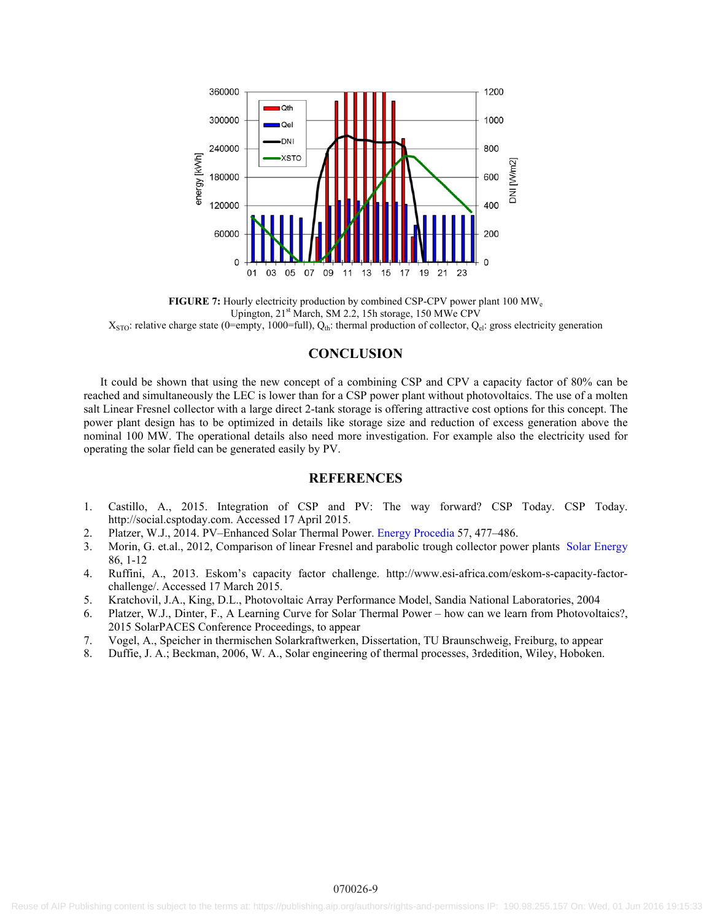360000
300000
240000
180000
120000
60000
0
energy [kWh]
Qth
Qel
DNI
XSTO
1200
1000
800
600
400
200
0
DNI [W/m2]
01 03 05 07 09 11 13 15 17 19 21 23

**FIGURE 7:** Hourly electricity production by combined CSP-CPV power plant 100 $MW_e$
Upington, 21[st] March, SM 2.2, 15h storage, 150 MWe CPV
$X_{STO}$: relative charge state (0=empty, 1000=full), $Q_{th}$: thermal production of collector, $Q_{el}$: gross electricity generation

## CONCLUSION

It could be shown that using the new concept of a combining CSP and CPV a capacity factor of 80% can be reached and simultaneously the LEC is lower than for a CSP power plant without photovoltaics. The use of a molten salt Linear Fresnel collector with a large direct 2-tank storage is offering attractive cost options for this concept. The power plant design has to be optimized in details like storage size and reduction of excess generation above the nominal 100 MW. The operational details also need more investigation. For example also the electricity used for operating the solar field can be generated easily by PV.

## REFERENCES

1. Castillo, A., 2015. Integration of CSP and PV: The way forward? CSP Today. CSP Today. http://social.csptoday.com. Accessed 17 April 2015.
2. Platzer, W.J., 2014. PV–Enhanced Solar Thermal Power. Energy Procedia 57, 477–486.
3. Morin, G. et.al., 2012, Comparison of linear Fresnel and parabolic trough collector power plants Solar Energy 86, 1-12
4. Ruffini, A., 2013. Eskom's capacity factor challenge. http://www.esi-africa.com/eskom-s-capacity-factor-challenge/. Accessed 17 March 2015.
5. Kratchovil, J.A., King, D.L., Photovoltaic Array Performance Model, Sandia National Laboratories, 2004
6. Platzer, W.J., Dinter, F., A Learning Curve for Solar Thermal Power – how can we learn from Photovoltaics?, 2015 SolarPACES Conference Proceedings, to appear
7. Vogel, A., Speicher in thermischen Solarkraftwerken, Dissertation, TU Braunschweig, Freiburg, to appear
8. Duffie, J. A.; Beckman, 2006, W. A., Solar engineering of thermal processes, 3rdedition, Wiley, Hoboken.